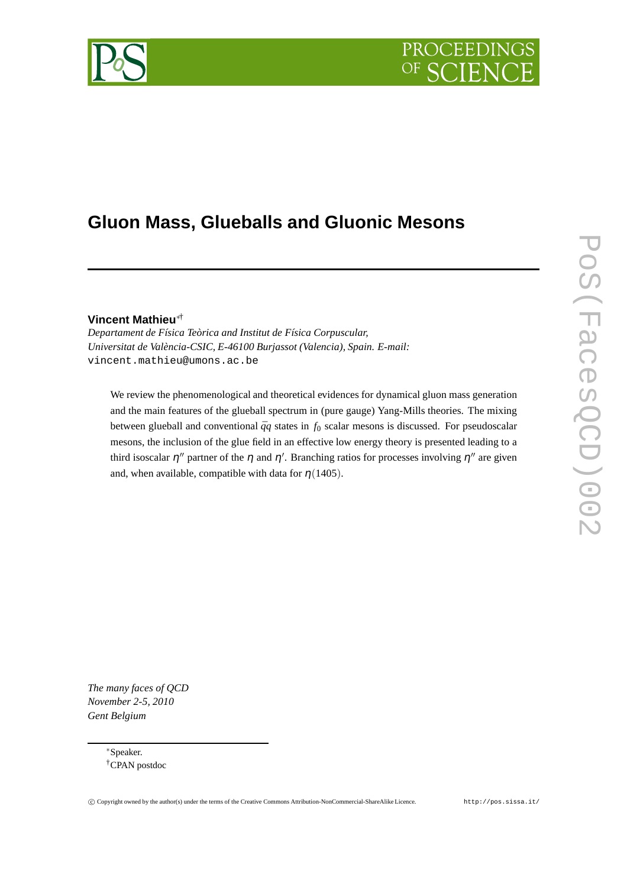# Gluon Mass, Glueballs and Gluonic Mesons

**Vincent Mathieu**[∗†]

*Departament de Física Teòrica and Institut de Física Corpuscular, Universitat de València-CSIC, E-46100 Burjassot (Valencia), Spain. E-mail:* vincent.mathieu@umons.ac.be

We review the phenomenological and theoretical evidences for dynamical gluon mass generation and the main features of the glueball spectrum in (pure gauge) Yang-Mills theories. The mixing between glueball and conventional $\bar{q}q$ states in $f_0$ scalar mesons is discussed. For pseudoscalar mesons, the inclusion of the glue field in an effective low energy theory is presented leading to a third isoscalar $\eta''$ partner of the $\eta$ and $\eta'$. Branching ratios for processes involving $\eta''$ are given and, when available, compatible with data for $\eta(1405)$.

*The many faces of QCD*
*November 2-5, 2010*
*Gent Belgium*

[∗]Speaker.
[†]CPAN postdoc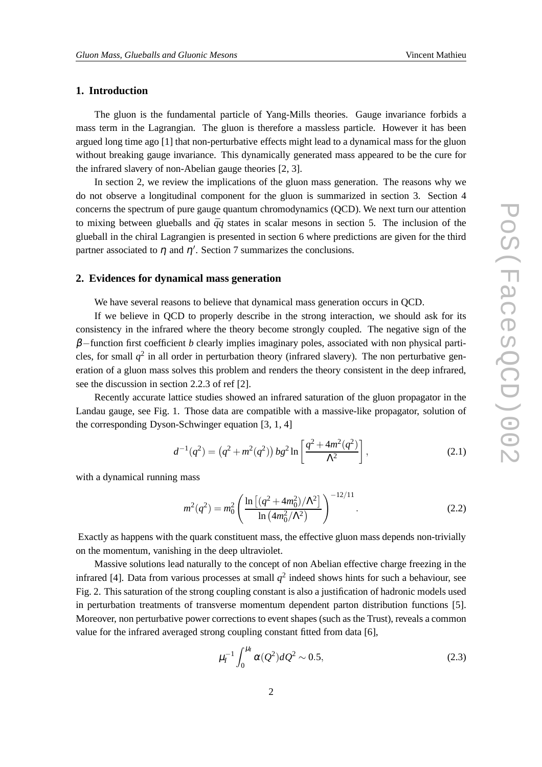## 1. Introduction

The gluon is the fundamental particle of Yang-Mills theories. Gauge invariance forbids a mass term in the Lagrangian. The gluon is therefore a massless particle. However it has been argued long time ago [1] that non-perturbative effects might lead to a dynamical mass for the gluon without breaking gauge invariance. This dynamically generated mass appeared to be the cure for the infrared slavery of non-Abelian gauge theories [2, 3].

In section 2, we review the implications of the gluon mass generation. The reasons why we do not observe a longitudinal component for the gluon is summarized in section 3. Section 4 concerns the spectrum of pure gauge quantum chromodynamics (QCD). We next turn our attention to mixing between glueballs and $\bar{q}q$ states in scalar mesons in section 5. The inclusion of the glueball in the chiral Lagrangien is presented in section 6 where predictions are given for the third partner associated to $\eta$ and $\eta'$. Section 7 summarizes the conclusions.

## 2. Evidences for dynamical mass generation

We have several reasons to believe that dynamical mass generation occurs in QCD.

If we believe in QCD to properly describe in the strong interaction, we should ask for its consistency in the infrared where the theory become strongly coupled. The negative sign of the $\beta-$function first coefficient $b$ clearly implies imaginary poles, associated with non physical particles, for small $q^2$ in all order in perturbation theory (infrared slavery). The non perturbative generation of a gluon mass solves this problem and renders the theory consistent in the deep infrared, see the discussion in section 2.2.3 of ref [2].

Recently accurate lattice studies showed an infrared saturation of the gluon propagator in the Landau gauge, see Fig. 1. Those data are compatible with a massive-like propagator, solution of the corresponding Dyson-Schwinger equation [3, 1, 4]

$$d^{-1}(q^2) = \left(q^2 + m^2(q^2)\right) bg^2 \ln\left[\frac{q^2 + 4m^2(q^2)}{\Lambda^2}\right], \tag{2.1}$$

with a dynamical running mass

$$m^2(q^2) = m_0^2 \left(\frac{\ln\left[(q^2+4m_0^2)/\Lambda^2\right]}{\ln\left(4m_0^2/\Lambda^2\right)}\right)^{-12/11}. \tag{2.2}$$

Exactly as happens with the quark constituent mass, the effective gluon mass depends non-trivially on the momentum, vanishing in the deep ultraviolet.

Massive solutions lead naturally to the concept of non Abelian effective charge freezing in the infrared [4]. Data from various processes at small $q^2$ indeed shows hints for such a behaviour, see Fig. 2. This saturation of the strong coupling constant is also a justification of hadronic models used in perturbation treatments of transverse momentum dependent parton distribution functions [5]. Moreover, non perturbative power corrections to event shapes (such as the Trust), reveals a common value for the infrared averaged strong coupling constant fitted from data [6],

$$\mu_I^{-1} \int_0^{\mu_I} \alpha(Q^2) dQ^2 \sim 0.5, \tag{2.3}$$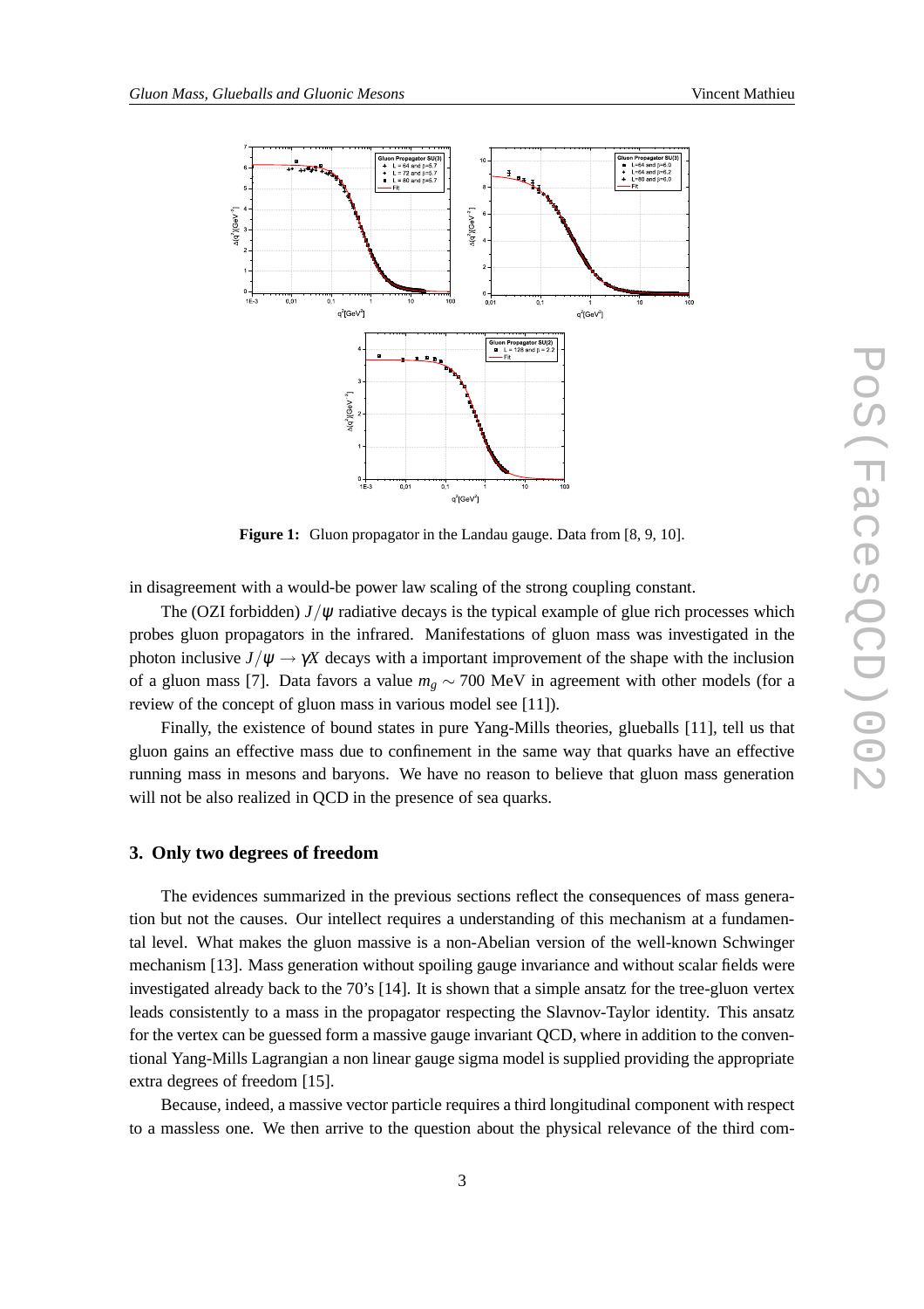**Figure 1:** Gluon propagator in the Landau gauge. Data from [8, 9, 10].

in disagreement with a would-be power law scaling of the strong coupling constant.

The (OZI forbidden) $J/\psi$ radiative decays is the typical example of glue rich processes which probes gluon propagators in the infrared. Manifestations of gluon mass was investigated in the photon inclusive $J/\psi \to \gamma X$ decays with a important improvement of the shape with the inclusion of a gluon mass [7]. Data favors a value $m_g \sim 700$ MeV in agreement with other models (for a review of the concept of gluon mass in various model see [11]).

Finally, the existence of bound states in pure Yang-Mills theories, glueballs [11], tell us that gluon gains an effective mass due to confinement in the same way that quarks have an effective running mass in mesons and baryons. We have no reason to believe that gluon mass generation will not be also realized in QCD in the presence of sea quarks.

## 3. Only two degrees of freedom

The evidences summarized in the previous sections reflect the consequences of mass generation but not the causes. Our intellect requires a understanding of this mechanism at a fundamental level. What makes the gluon massive is a non-Abelian version of the well-known Schwinger mechanism [13]. Mass generation without spoiling gauge invariance and without scalar fields were investigated already back to the 70's [14]. It is shown that a simple ansatz for the tree-gluon vertex leads consistently to a mass in the propagator respecting the Slavnov-Taylor identity. This ansatz for the vertex can be guessed form a massive gauge invariant QCD, where in addition to the conventional Yang-Mills Lagrangian a non linear gauge sigma model is supplied providing the appropriate extra degrees of freedom [15].

Because, indeed, a massive vector particle requires a third longitudinal component with respect to a massless one. We then arrive to the question about the physical relevance of the third com-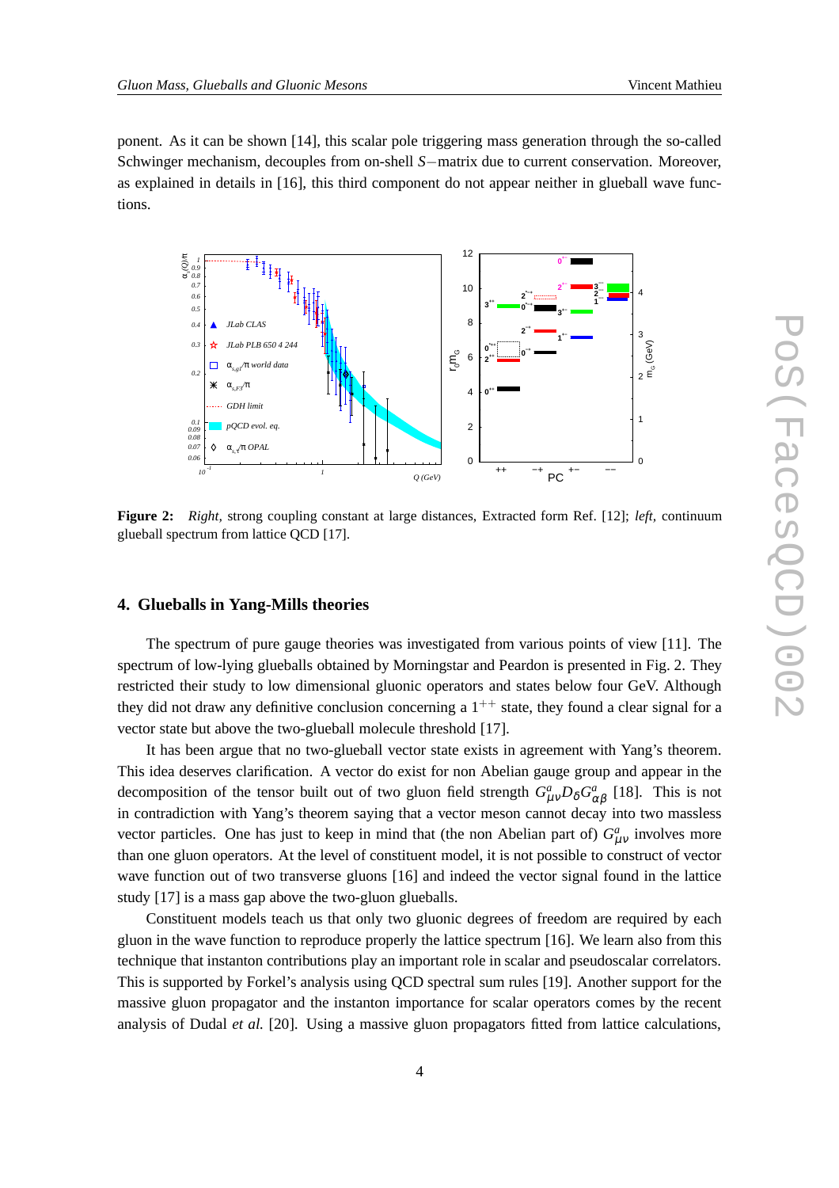ponent. As it can be shown [14], this scalar pole triggering mass generation through the so-called Schwinger mechanism, decouples from on-shell $S-$matrix due to current conservation. Moreover, as explained in details in [16], this third component do not appear neither in glueball wave functions.

**Figure 2:** *Right*, strong coupling constant at large distances, Extracted form Ref. [12]; *left*, continuum glueball spectrum from lattice QCD [17].

## 4. Glueballs in Yang-Mills theories

The spectrum of pure gauge theories was investigated from various points of view [11]. The spectrum of low-lying glueballs obtained by Morningstar and Peardon is presented in Fig. 2. They restricted their study to low dimensional gluonic operators and states below four GeV. Although they did not draw any definitive conclusion concerning a $1^{++}$ state, they found a clear signal for a vector state but above the two-glueball molecule threshold [17].

It has been argue that no two-glueball vector state exists in agreement with Yang's theorem. This idea deserves clarification. A vector do exist for non Abelian gauge group and appear in the decomposition of the tensor built out of two gluon field strength $G^a_{\mu\nu} D_\delta G^a_{\alpha\beta}$ [18]. This is not in contradiction with Yang's theorem saying that a vector meson cannot decay into two massless vector particles. One has just to keep in mind that (the non Abelian part of) $G^a_{\mu\nu}$ involves more than one gluon operators. At the level of constituent model, it is not possible to construct of vector wave function out of two transverse gluons [16] and indeed the vector signal found in the lattice study [17] is a mass gap above the two-gluon glueballs.

Constituent models teach us that only two gluonic degrees of freedom are required by each gluon in the wave function to reproduce properly the lattice spectrum [16]. We learn also from this technique that instanton contributions play an important role in scalar and pseudoscalar correlators. This is supported by Forkel's analysis using QCD spectral sum rules [19]. Another support for the massive gluon propagator and the instanton importance for scalar operators comes by the recent analysis of Dudal *et al.* [20]. Using a massive gluon propagators fitted from lattice calculations,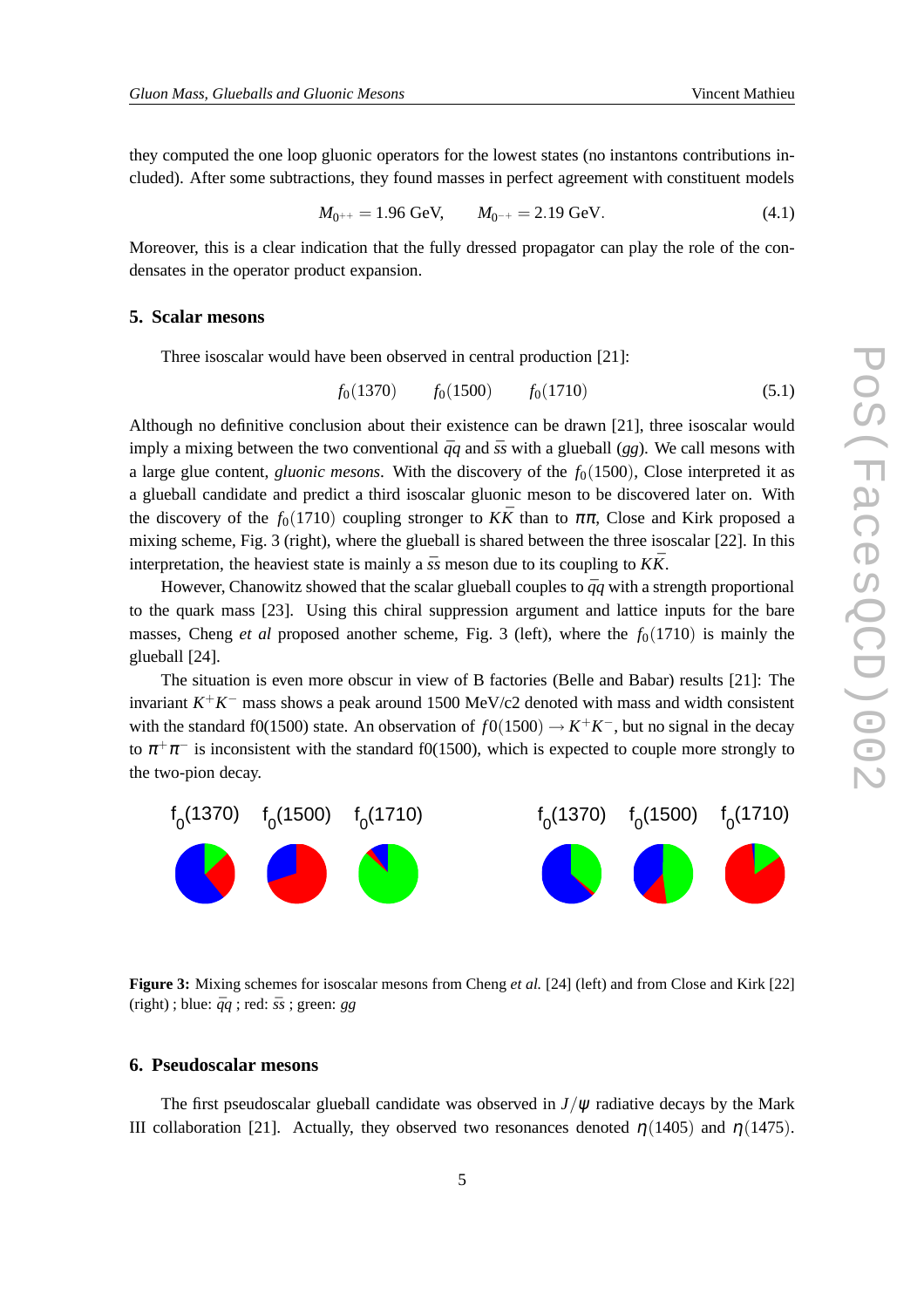they computed the one loop gluonic operators for the lowest states (no instantons contributions included). After some subtractions, they found masses in perfect agreement with constituent models

$$M_{0^{++}} = 1.96 \text{ GeV}, \qquad M_{0^{-+}} = 2.19 \text{ GeV}. \tag{4.1}$$

Moreover, this is a clear indication that the fully dressed propagator can play the role of the condensates in the operator product expansion.

## 5. Scalar mesons

Three isoscalar would have been observed in central production [21]:

$$f_0(1370) \qquad f_0(1500) \qquad f_0(1710) \tag{5.1}$$

Although no definitive conclusion about their existence can be drawn [21], three isoscalar would imply a mixing between the two conventional $\bar{q}q$ and $\bar{s}s$ with a glueball ($gg$). We call mesons with a large glue content, *gluonic mesons*. With the discovery of the $f_0(1500)$, Close interpreted it as a glueball candidate and predict a third isoscalar gluonic meson to be discovered later on. With the discovery of the $f_0(1710)$ coupling stronger to $K\bar{K}$ than to $\pi\pi$, Close and Kirk proposed a mixing scheme, Fig. 3 (right), where the glueball is shared between the three isoscalar [22]. In this interpretation, the heaviest state is mainly a $\bar{s}s$ meson due to its coupling to $K\bar{K}$.

However, Chanowitz showed that the scalar glueball couples to $\bar{q}q$ with a strength proportional to the quark mass [23]. Using this chiral suppression argument and lattice inputs for the bare masses, Cheng *et al* proposed another scheme, Fig. 3 (left), where the $f_0(1710)$ is mainly the glueball [24].

The situation is even more obscur in view of B factories (Belle and Babar) results [21]: The invariant $K^+K^-$ mass shows a peak around 1500 MeV/c2 denoted with mass and width consistent with the standard f0(1500) state. An observation of $f0(1500) \to K^+K^-$, but no signal in the decay to $\pi^+\pi^-$ is inconsistent with the standard f0(1500), which is expected to couple more strongly to the two-pion decay.

**Figure 3:** Mixing schemes for isoscalar mesons from Cheng *et al.* [24] (left) and from Close and Kirk [22] (right) ; blue: $\bar{q}q$ ; red: $\bar{s}s$ ; green: $gg$

## 6. Pseudoscalar mesons

The first pseudoscalar glueball candidate was observed in $J/\psi$ radiative decays by the Mark III collaboration [21]. Actually, they observed two resonances denoted $\eta(1405)$ and $\eta(1475)$.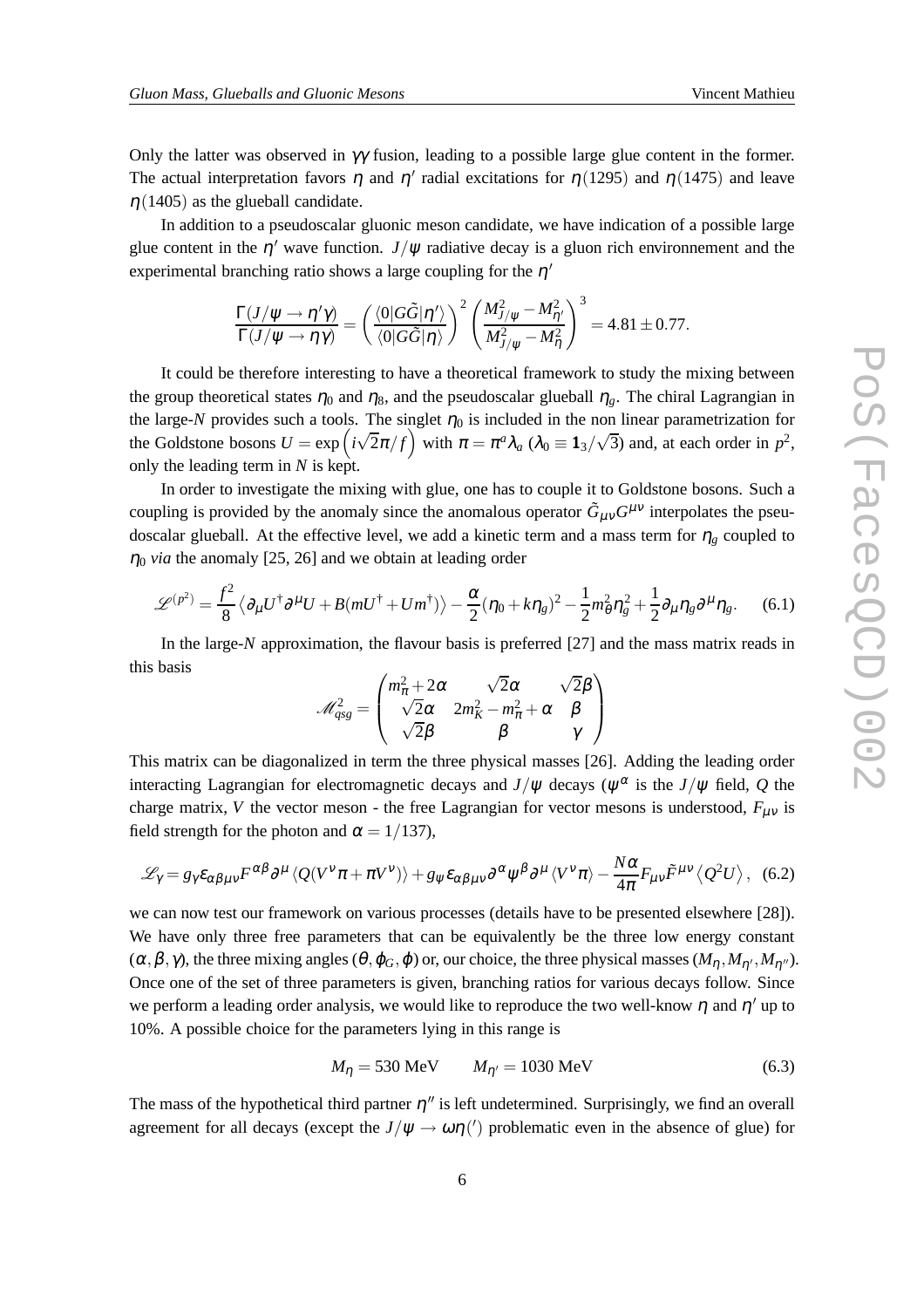Only the latter was observed in $\gamma\gamma$ fusion, leading to a possible large glue content in the former. The actual interpretation favors $\eta$ and $\eta'$ radial excitations for $\eta(1295)$ and $\eta(1475)$ and leave $\eta(1405)$ as the glueball candidate.

In addition to a pseudoscalar gluonic meson candidate, we have indication of a possible large glue content in the $\eta'$ wave function. $J/\psi$ radiative decay is a gluon rich environnement and the experimental branching ratio shows a large coupling for the $\eta'$

$$\frac{\Gamma(J/\psi \to \eta'\gamma)}{\Gamma(J/\psi \to \eta\gamma)} = \left(\frac{\langle 0|G\tilde{G}|\eta'\rangle}{\langle 0|G\tilde{G}|\eta\rangle}\right)^2 \left(\frac{M^2_{J/\psi} - M^2_{\eta'}}{M^2_{J/\psi} - M^2_{\eta}}\right)^3 = 4.81 \pm 0.77.$$

It could be therefore interesting to have a theoretical framework to study the mixing between the group theoretical states $\eta_0$ and $\eta_8$, and the pseudoscalar glueball $\eta_g$. The chiral Lagrangian in the large-$N$ provides such a tools. The singlet $\eta_0$ is included in the non linear parametrization for the Goldstone bosons $U = \exp\left(i\sqrt{2}\pi/f\right)$ with $\pi = \pi^a \lambda_a$ ($\lambda_0 \equiv \mathbf{1}_3/\sqrt{3}$) and, at each order in $p^2$, only the leading term in $N$ is kept.

In order to investigate the mixing with glue, one has to couple it to Goldstone bosons. Such a coupling is provided by the anomaly since the anomalous operator $\tilde{G}_{\mu\nu}G^{\mu\nu}$ interpolates the pseudoscalar glueball. At the effective level, we add a kinetic term and a mass term for $\eta_g$ coupled to $\eta_0$ *via* the anomaly [25, 26] and we obtain at leading order

$$\mathscr{L}^{(p^2)} = \frac{f^2}{8}\left\langle \partial_\mu U^\dagger \partial^\mu U + B(mU^\dagger + Um^\dagger)\right\rangle - \frac{\alpha}{2}(\eta_0 + k\eta_g)^2 - \frac{1}{2}m^2_\theta \eta^2_g + \frac{1}{2}\partial_\mu \eta_g \partial^\mu \eta_g. \tag{6.1}$$

In the large-$N$ approximation, the flavour basis is preferred [27] and the mass matrix reads in this basis

$$\mathscr{M}^2_{qsg} = \begin{pmatrix} m^2_\pi + 2\alpha & \sqrt{2}\alpha & \sqrt{2}\beta \\ \sqrt{2}\alpha & 2m^2_K - m^2_\pi + \alpha & \beta \\ \sqrt{2}\beta & \beta & \gamma \end{pmatrix}$$

This matrix can be diagonalized in term the three physical masses [26]. Adding the leading order interacting Lagrangian for electromagnetic decays and $J/\psi$ decays ($\psi^\alpha$ is the $J/\psi$ field, $Q$ the charge matrix, $V$ the vector meson - the free Lagrangian for vector mesons is understood, $F_{\mu\nu}$ is field strength for the photon and $\alpha = 1/137$),

$$\mathscr{L}_\gamma = g_\gamma \varepsilon_{\alpha\beta\mu\nu} F^{\alpha\beta}\partial^\mu \langle Q(V^\nu\pi + \pi V^\nu)\rangle + g_\psi \varepsilon_{\alpha\beta\mu\nu}\partial^\alpha \psi^\beta \partial^\mu \langle V^\nu \pi\rangle - \frac{N\alpha}{4\pi} F_{\mu\nu}\tilde{F}^{\mu\nu}\left\langle Q^2 U\right\rangle, \tag{6.2}$$

we can now test our framework on various processes (details have to be presented elsewhere [28]). We have only three free parameters that can be equivalently be the three low energy constant $(\alpha, \beta, \gamma)$, the three mixing angles $(\theta, \varphi_G, \varphi)$ or, our choice, the three physical masses $(M_\eta, M_{\eta'}, M_{\eta''})$. Once one of the set of three parameters is given, branching ratios for various decays follow. Since we perform a leading order analysis, we would like to reproduce the two well-know $\eta$ and $\eta'$ up to 10%. A possible choice for the parameters lying in this range is

$$M_\eta = 530 \text{ MeV} \qquad M_{\eta'} = 1030 \text{ MeV} \tag{6.3}$$

The mass of the hypothetical third partner $\eta''$ is left undetermined. Surprisingly, we find an overall agreement for all decays (except the $J/\psi \to \omega\eta(')$ problematic even in the absence of glue) for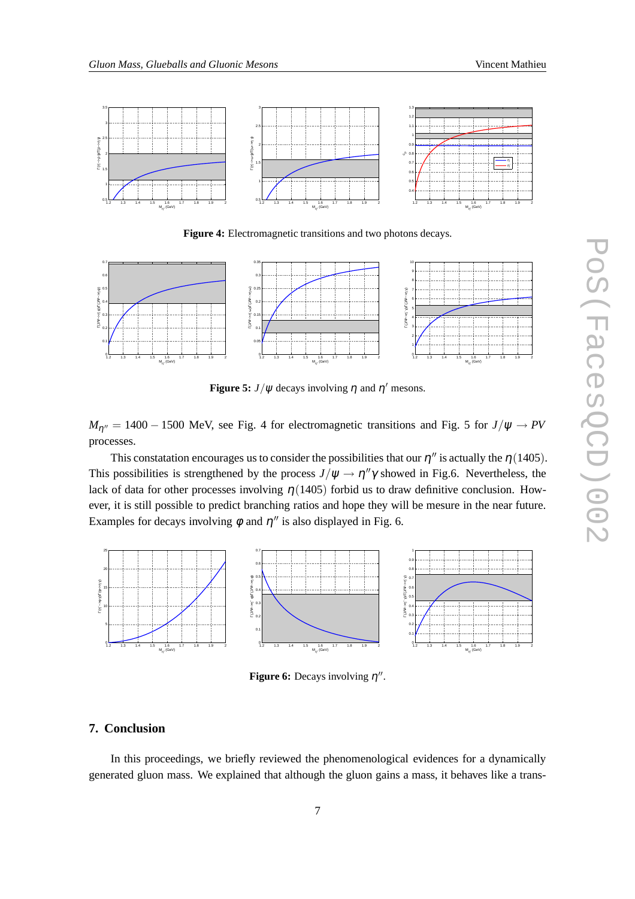**Figure 4:** Electromagnetic transitions and two photons decays.

**Figure 5:** $J/\psi$ decays involving $\eta$ and $\eta'$ mesons.

$M_{\eta''} = 1400 - 1500$ MeV, see Fig. 4 for electromagnetic transitions and Fig. 5 for $J/\psi \to PV$ processes.

This constatation encourages us to consider the possibilities that our $\eta''$ is actually the $\eta(1405)$. This possibilities is strengthened by the process $J/\psi \to \eta''\gamma$ showed in Fig.6. Nevertheless, the lack of data for other processes involving $\eta(1405)$ forbid us to draw definitive conclusion. However, it is still possible to predict branching ratios and hope they will be mesure in the near future. Examples for decays involving $\phi$ and $\eta''$ is also displayed in Fig. 6.

**Figure 6:** Decays involving $\eta''$.

## 7. Conclusion

In this proceedings, we briefly reviewed the phenomenological evidences for a dynamically generated gluon mass. We explained that although the gluon gains a mass, it behaves like a trans-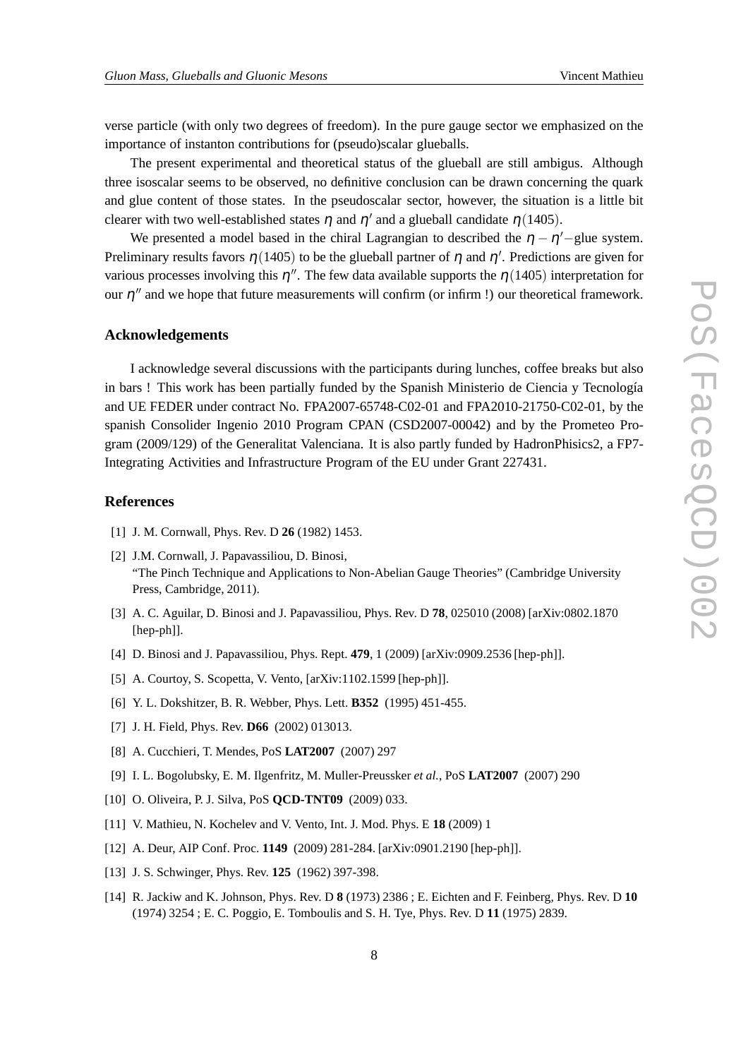verse particle (with only two degrees of freedom). In the pure gauge sector we emphasized on the importance of instanton contributions for (pseudo)scalar glueballs.

The present experimental and theoretical status of the glueball are still ambigus. Although three isoscalar seems to be observed, no definitive conclusion can be drawn concerning the quark and glue content of those states. In the pseudoscalar sector, however, the situation is a little bit clearer with two well-established states $\eta$ and $\eta'$ and a glueball candidate $\eta(1405)$.

We presented a model based in the chiral Lagrangian to described the $\eta-\eta'-$glue system. Preliminary results favors $\eta(1405)$ to be the glueball partner of $\eta$ and $\eta'$. Predictions are given for various processes involving this $\eta''$. The few data available supports the $\eta(1405)$ interpretation for our $\eta''$ and we hope that future measurements will confirm (or infirm !) our theoretical framework.

## Acknowledgements

I acknowledge several discussions with the participants during lunches, coffee breaks but also in bars ! This work has been partially funded by the Spanish Ministerio de Ciencia y Tecnología and UE FEDER under contract No. FPA2007-65748-C02-01 and FPA2010-21750-C02-01, by the spanish Consolider Ingenio 2010 Program CPAN (CSD2007-00042) and by the Prometeo Program (2009/129) of the Generalitat Valenciana. It is also partly funded by HadronPhisics2, a FP7-Integrating Activities and Infrastructure Program of the EU under Grant 227431.

## References

[1] J. M. Cornwall, Phys. Rev. D **26** (1982) 1453.

[2] J.M. Cornwall, J. Papavassiliou, D. Binosi, "The Pinch Technique and Applications to Non-Abelian Gauge Theories" (Cambridge University Press, Cambridge, 2011).

[3] A. C. Aguilar, D. Binosi and J. Papavassiliou, Phys. Rev. D **78**, 025010 (2008) [arXiv:0802.1870 [hep-ph]].

[4] D. Binosi and J. Papavassiliou, Phys. Rept. **479**, 1 (2009) [arXiv:0909.2536 [hep-ph]].

[5] A. Courtoy, S. Scopetta, V. Vento, [arXiv:1102.1599 [hep-ph]].

[6] Y. L. Dokshitzer, B. R. Webber, Phys. Lett. **B352** (1995) 451-455.

[7] J. H. Field, Phys. Rev. **D66** (2002) 013013.

[8] A. Cucchieri, T. Mendes, PoS **LAT2007** (2007) 297

[9] I. L. Bogolubsky, E. M. Ilgenfritz, M. Muller-Preussker *et al.*, PoS **LAT2007** (2007) 290

[10] O. Oliveira, P. J. Silva, PoS **QCD-TNT09** (2009) 033.

[11] V. Mathieu, N. Kochelev and V. Vento, Int. J. Mod. Phys. E **18** (2009) 1

[12] A. Deur, AIP Conf. Proc. **1149** (2009) 281-284. [arXiv:0901.2190 [hep-ph]].

[13] J. S. Schwinger, Phys. Rev. **125** (1962) 397-398.

[14] R. Jackiw and K. Johnson, Phys. Rev. D **8** (1973) 2386 ; E. Eichten and F. Feinberg, Phys. Rev. D **10** (1974) 3254 ; E. C. Poggio, E. Tomboulis and S. H. Tye, Phys. Rev. D **11** (1975) 2839.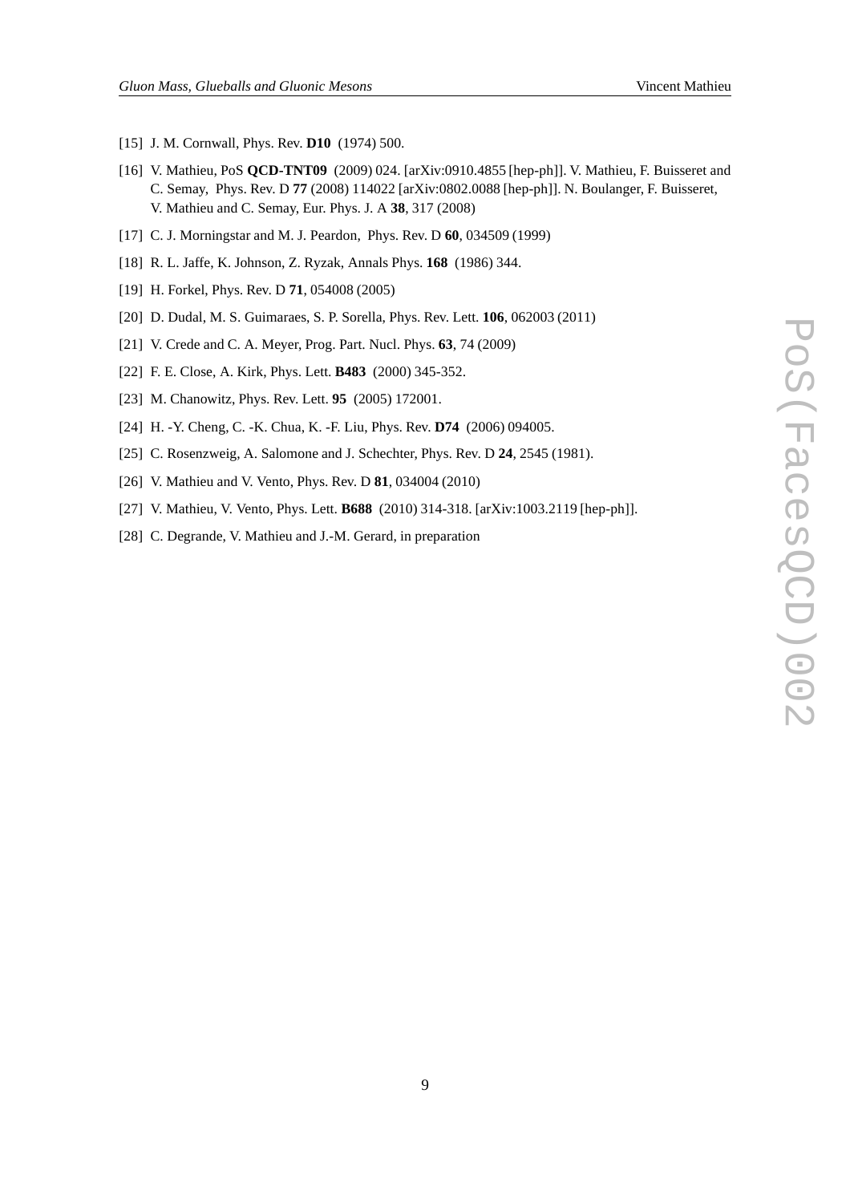[15] J. M. Cornwall, Phys. Rev. **D10** (1974) 500.

[16] V. Mathieu, PoS **QCD-TNT09** (2009) 024. [arXiv:0910.4855 [hep-ph]]. V. Mathieu, F. Buisseret and C. Semay, Phys. Rev. D **77** (2008) 114022 [arXiv:0802.0088 [hep-ph]]. N. Boulanger, F. Buisseret, V. Mathieu and C. Semay, Eur. Phys. J. A **38**, 317 (2008)

[17] C. J. Morningstar and M. J. Peardon, Phys. Rev. D **60**, 034509 (1999)

[18] R. L. Jaffe, K. Johnson, Z. Ryzak, Annals Phys. **168** (1986) 344.

[19] H. Forkel, Phys. Rev. D **71**, 054008 (2005)

[20] D. Dudal, M. S. Guimaraes, S. P. Sorella, Phys. Rev. Lett. **106**, 062003 (2011)

[21] V. Crede and C. A. Meyer, Prog. Part. Nucl. Phys. **63**, 74 (2009)

[22] F. E. Close, A. Kirk, Phys. Lett. **B483** (2000) 345-352.

[23] M. Chanowitz, Phys. Rev. Lett. **95** (2005) 172001.

[24] H. -Y. Cheng, C. -K. Chua, K. -F. Liu, Phys. Rev. **D74** (2006) 094005.

[25] C. Rosenzweig, A. Salomone and J. Schechter, Phys. Rev. D **24**, 2545 (1981).

[26] V. Mathieu and V. Vento, Phys. Rev. D **81**, 034004 (2010)

[27] V. Mathieu, V. Vento, Phys. Lett. **B688** (2010) 314-318. [arXiv:1003.2119 [hep-ph]].

[28] C. Degrande, V. Mathieu and J.-M. Gerard, in preparation